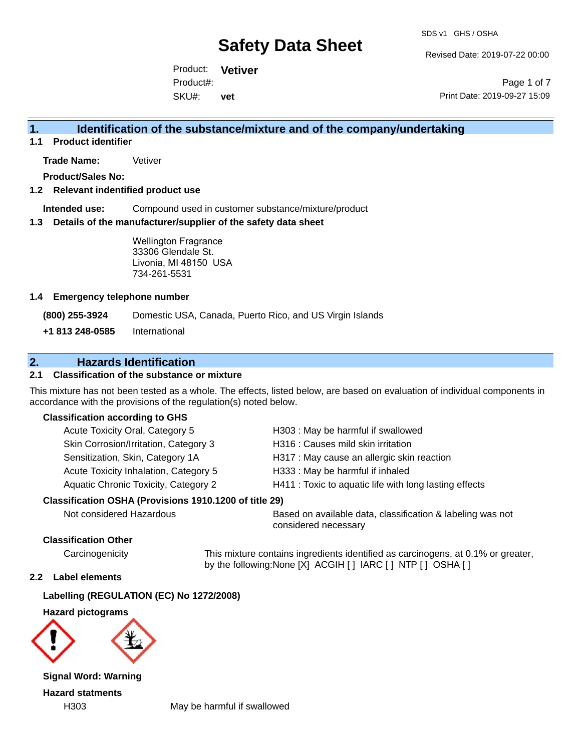# Safety Data Sheet

SDS v1 GHS / OSHA

Revised Date: 2019-07-22 00:00

Product: **Vetiver**

Product#:

SKU#: **vet**

Print Date: 2019-09-27 15:09

## 1. Identification of the substance/mixture and of the company/undertaking

### 1.1 Product identifier

**Trade Name:** Vetiver

**Product/Sales No:**

### 1.2 Relevant indentified product use

**Intended use:** Compound used in customer substance/mixture/product

### 1.3 Details of the manufacturer/supplier of the safety data sheet

Wellington Fragrance
33306 Glendale St.
Livonia, MI 48150 USA
734-261-5531

### 1.4 Emergency telephone number

| | |
|---|---|
| **(800) 255-3924** | Domestic USA, Canada, Puerto Rico, and US Virgin Islands |
| **+1 813 248-0585** | International |

## 2. Hazards Identification

### 2.1 Classification of the substance or mixture

This mixture has not been tested as a whole. The effects, listed below, are based on evaluation of individual components in accordance with the provisions of the regulation(s) noted below.

**Classification according to GHS**

| | |
|---|---|
| Acute Toxicity Oral, Category 5 | H303 : May be harmful if swallowed |
| Skin Corrosion/Irritation, Category 3 | H316 : Causes mild skin irritation |
| Sensitization, Skin, Category 1A | H317 : May cause an allergic skin reaction |
| Acute Toxicity Inhalation, Category 5 | H333 : May be harmful if inhaled |
| Aquatic Chronic Toxicity, Category 2 | H411 : Toxic to aquatic life with long lasting effects |

**Classification OSHA (Provisions 1910.1200 of title 29)**

| | |
|---|---|
| Not considered Hazardous | Based on available data, classification & labeling was not considered necessary |

**Classification Other**

| | |
|---|---|
| Carcinogenicity | This mixture contains ingredients identified as carcinogens, at 0.1% or greater, by the following:None [X] ACGIH [ ] IARC [ ] NTP [ ] OSHA [ ] |

### 2.2 Label elements

**Labelling (REGULATION (EC) No 1272/2008)**

**Hazard pictograms**

**Signal Word: Warning**

**Hazard statments**

| | |
|---|---|
| H303 | May be harmful if swallowed |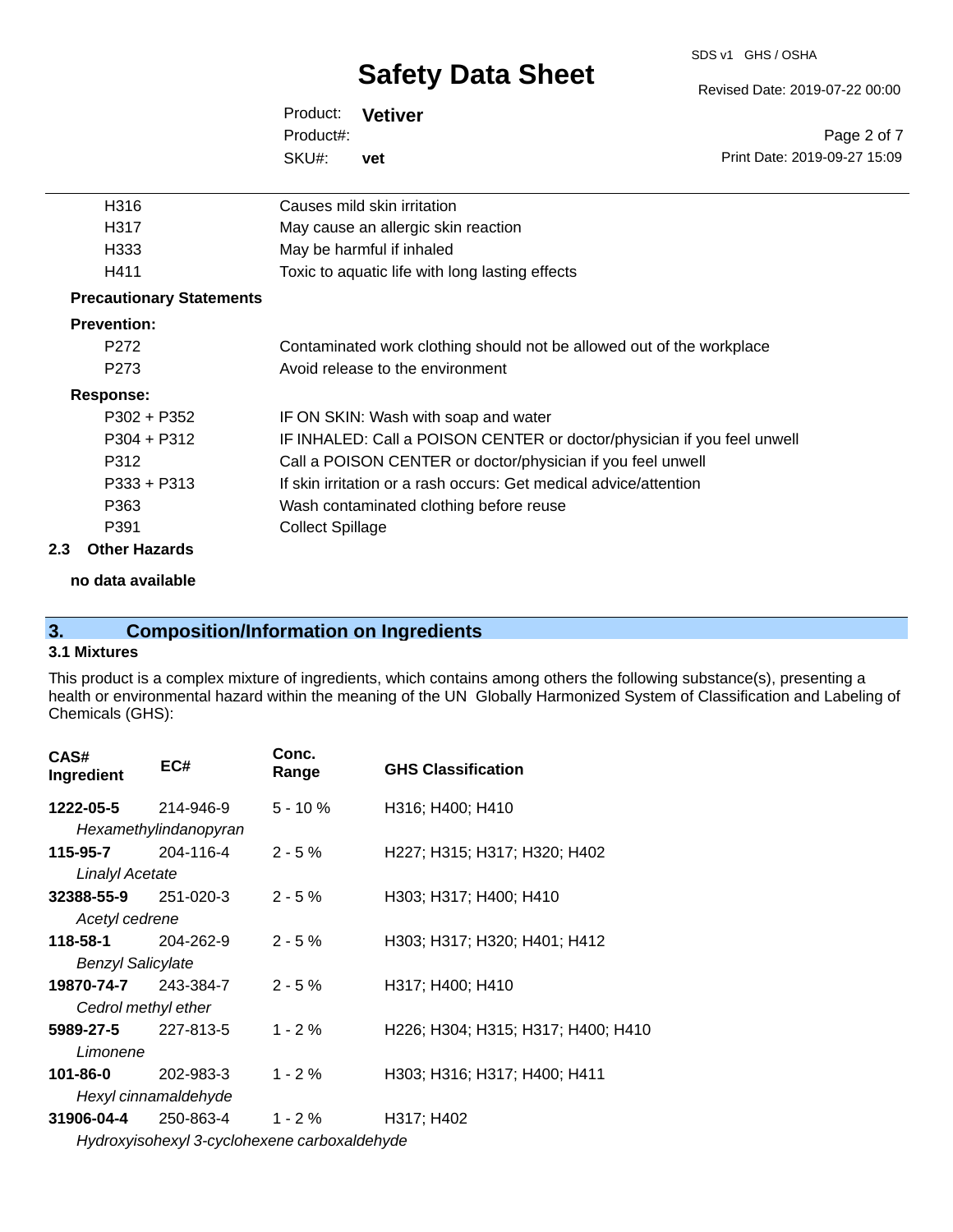| | |
|---|---|
| H316 | Causes mild skin irritation |
| H317 | May cause an allergic skin reaction |
| H333 | May be harmful if inhaled |
| H411 | Toxic to aquatic life with long lasting effects |

**Precautionary Statements**

**Prevention:**

| | |
|---|---|
| P272 | Contaminated work clothing should not be allowed out of the workplace |
| P273 | Avoid release to the environment |

**Response:**

| | |
|---|---|
| P302 + P352 | IF ON SKIN: Wash with soap and water |
| P304 + P312 | IF INHALED: Call a POISON CENTER or doctor/physician if you feel unwell |
| P312 | Call a POISON CENTER or doctor/physician if you feel unwell |
| P333 + P313 | If skin irritation or a rash occurs: Get medical advice/attention |
| P363 | Wash contaminated clothing before reuse |
| P391 | Collect Spillage |

### 2.3 Other Hazards

**no data available**

## 3. Composition/Information on Ingredients

### 3.1 Mixtures

This product is a complex mixture of ingredients, which contains among others the following substance(s), presenting a health or environmental hazard within the meaning of the UN Globally Harmonized System of Classification and Labeling of Chemicals (GHS):

| CAS# Ingredient | EC# | Conc. Range | GHS Classification |
|---|---|---|---|
| **1222-05-5** *Hexamethylindanopyran* | 214-946-9 | 5 - 10 % | H316; H400; H410 |
| **115-95-7** *Linalyl Acetate* | 204-116-4 | 2 - 5 % | H227; H315; H317; H320; H402 |
| **32388-55-9** *Acetyl cedrene* | 251-020-3 | 2 - 5 % | H303; H317; H400; H410 |
| **118-58-1** *Benzyl Salicylate* | 204-262-9 | 2 - 5 % | H303; H317; H320; H401; H412 |
| **19870-74-7** *Cedrol methyl ether* | 243-384-7 | 2 - 5 % | H317; H400; H410 |
| **5989-27-5** *Limonene* | 227-813-5 | 1 - 2 % | H226; H304; H315; H317; H400; H410 |
| **101-86-0** *Hexyl cinnamaldehyde* | 202-983-3 | 1 - 2 % | H303; H316; H317; H400; H411 |
| **31906-04-4** *Hydroxyisohexyl 3-cyclohexene carboxaldehyde* | 250-863-4 | 1 - 2 % | H317; H402 |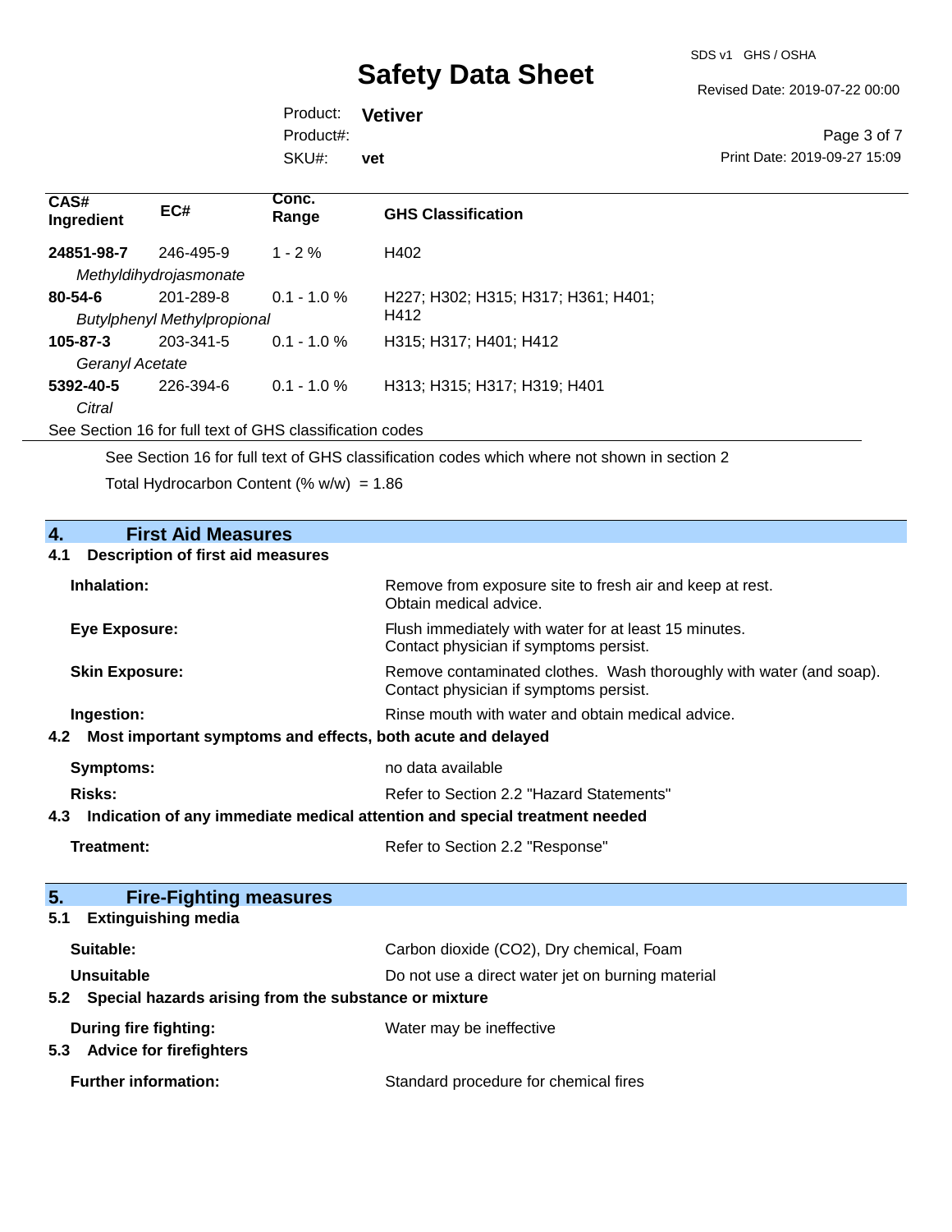| CAS# Ingredient | EC# | Conc. Range | GHS Classification |
|---|---|---|---|
| **24851-98-7** | 246-495-9 | 1 - 2 % | H402 |
| *Methyldihydrojasmonate* | | | |
| **80-54-6** | 201-289-8 | 0.1 - 1.0 % | H227; H302; H315; H317; H361; H401; H412 |
| *Butylphenyl Methylpropional* | | | |
| **105-87-3** | 203-341-5 | 0.1 - 1.0 % | H315; H317; H401; H412 |
| *Geranyl Acetate* | | | |
| **5392-40-5** | 226-394-6 | 0.1 - 1.0 % | H313; H315; H317; H319; H401 |
| *Citral* | | | |

See Section 16 for full text of GHS classification codes

See Section 16 for full text of GHS classification codes which where not shown in section 2

Total Hydrocarbon Content (% w/w) = 1.86

## 4. First Aid Measures

### 4.1 Description of first aid measures

**Inhalation:** Remove from exposure site to fresh air and keep at rest. Obtain medical advice.

**Eye Exposure:** Flush immediately with water for at least 15 minutes. Contact physician if symptoms persist.

**Skin Exposure:** Remove contaminated clothes. Wash thoroughly with water (and soap). Contact physician if symptoms persist.

**Ingestion:** Rinse mouth with water and obtain medical advice.

### 4.2 Most important symptoms and effects, both acute and delayed

**Symptoms:** no data available

**Risks:** Refer to Section 2.2 "Hazard Statements"

### 4.3 Indication of any immediate medical attention and special treatment needed

**Treatment:** Refer to Section 2.2 "Response"

## 5. Fire-Fighting measures

### 5.1 Extinguishing media

**Suitable:** Carbon dioxide ($CO_2$), Dry chemical, Foam

**Unsuitable** Do not use a direct water jet on burning material

### 5.2 Special hazards arising from the substance or mixture

**During fire fighting:** Water may be ineffective

### 5.3 Advice for firefighters

**Further information:** Standard procedure for chemical fires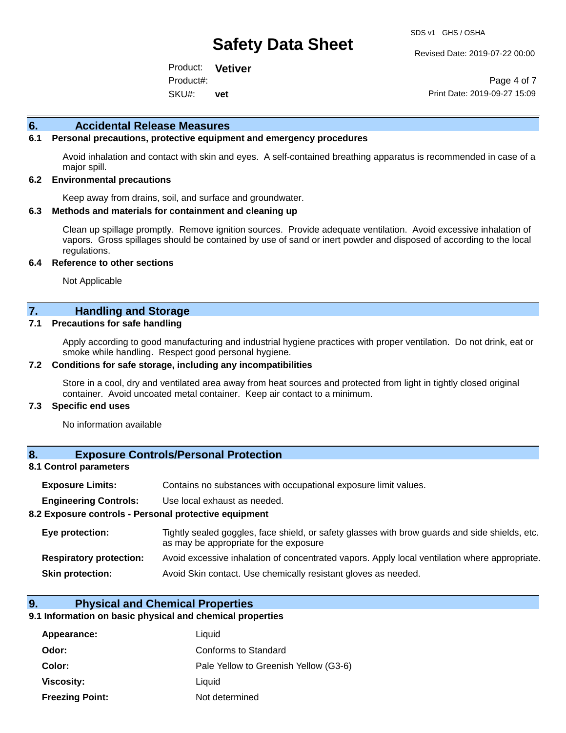## 6. Accidental Release Measures

### 6.1 Personal precautions, protective equipment and emergency procedures

Avoid inhalation and contact with skin and eyes. A self-contained breathing apparatus is recommended in case of a major spill.

### 6.2 Environmental precautions

Keep away from drains, soil, and surface and groundwater.

### 6.3 Methods and materials for containment and cleaning up

Clean up spillage promptly. Remove ignition sources. Provide adequate ventilation. Avoid excessive inhalation of vapors. Gross spillages should be contained by use of sand or inert powder and disposed of according to the local regulations.

### 6.4 Reference to other sections

Not Applicable

## 7. Handling and Storage

### 7.1 Precautions for safe handling

Apply according to good manufacturing and industrial hygiene practices with proper ventilation. Do not drink, eat or smoke while handling. Respect good personal hygiene.

### 7.2 Conditions for safe storage, including any incompatibilities

Store in a cool, dry and ventilated area away from heat sources and protected from light in tightly closed original container. Avoid uncoated metal container. Keep air contact to a minimum.

### 7.3 Specific end uses

No information available

## 8. Exposure Controls/Personal Protection

### 8.1 Control parameters

**Exposure Limits:** Contains no substances with occupational exposure limit values.

**Engineering Controls:** Use local exhaust as needed.

### 8.2 Exposure controls - Personal protective equipment

**Eye protection:** Tightly sealed goggles, face shield, or safety glasses with brow guards and side shields, etc. as may be appropriate for the exposure

**Respiratory protection:** Avoid excessive inhalation of concentrated vapors. Apply local ventilation where appropriate.

**Skin protection:** Avoid Skin contact. Use chemically resistant gloves as needed.

## 9. Physical and Chemical Properties

### 9.1 Information on basic physical and chemical properties

| | |
|---|---|
| **Appearance:** | Liquid |
| **Odor:** | Conforms to Standard |
| **Color:** | Pale Yellow to Greenish Yellow (G3-6) |
| **Viscosity:** | Liquid |
| **Freezing Point:** | Not determined |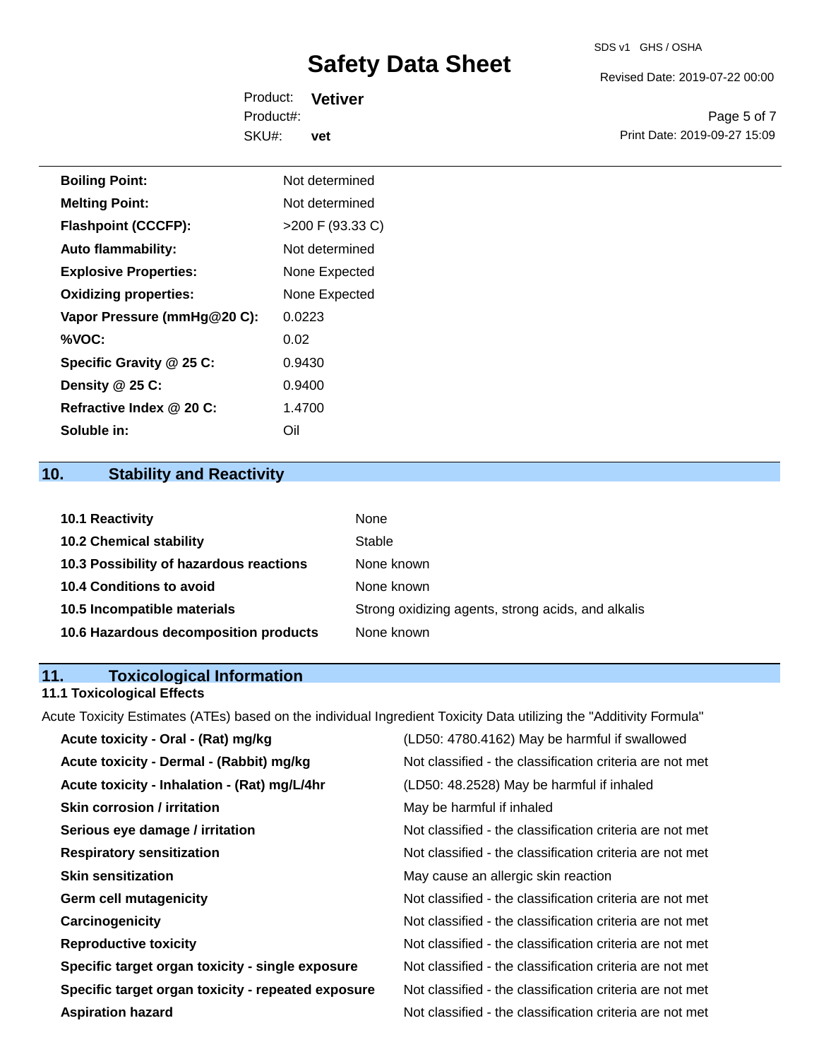| | |
|---|---|
| **Boiling Point:** | Not determined |
| **Melting Point:** | Not determined |
| **Flashpoint (CCCFP):** | >200 F (93.33 C) |
| **Auto flammability:** | Not determined |
| **Explosive Properties:** | None Expected |
| **Oxidizing properties:** | None Expected |
| **Vapor Pressure (mmHg@20 C):** | 0.0223 |
| **%VOC:** | 0.02 |
| **Specific Gravity @ 25 C:** | 0.9430 |
| **Density @ 25 C:** | 0.9400 |
| **Refractive Index @ 20 C:** | 1.4700 |
| **Soluble in:** | Oil |

## 10. Stability and Reactivity

| | |
|---|---|
| **10.1 Reactivity** | None |
| **10.2 Chemical stability** | Stable |
| **10.3 Possibility of hazardous reactions** | None known |
| **10.4 Conditions to avoid** | None known |
| **10.5 Incompatible materials** | Strong oxidizing agents, strong acids, and alkalis |
| **10.6 Hazardous decomposition products** | None known |

## 11. Toxicological Information

### 11.1 Toxicological Effects

Acute Toxicity Estimates (ATEs) based on the individual Ingredient Toxicity Data utilizing the "Additivity Formula"

| | |
|---|---|
| **Acute toxicity - Oral - (Rat) mg/kg** | (LD50: 4780.4162) May be harmful if swallowed |
| **Acute toxicity - Dermal - (Rabbit) mg/kg** | Not classified - the classification criteria are not met |
| **Acute toxicity - Inhalation - (Rat) mg/L/4hr** | (LD50: 48.2528) May be harmful if inhaled |
| **Skin corrosion / irritation** | May be harmful if inhaled |
| **Serious eye damage / irritation** | Not classified - the classification criteria are not met |
| **Respiratory sensitization** | Not classified - the classification criteria are not met |
| **Skin sensitization** | May cause an allergic skin reaction |
| **Germ cell mutagenicity** | Not classified - the classification criteria are not met |
| **Carcinogenicity** | Not classified - the classification criteria are not met |
| **Reproductive toxicity** | Not classified - the classification criteria are not met |
| **Specific target organ toxicity - single exposure** | Not classified - the classification criteria are not met |
| **Specific target organ toxicity - repeated exposure** | Not classified - the classification criteria are not met |
| **Aspiration hazard** | Not classified - the classification criteria are not met |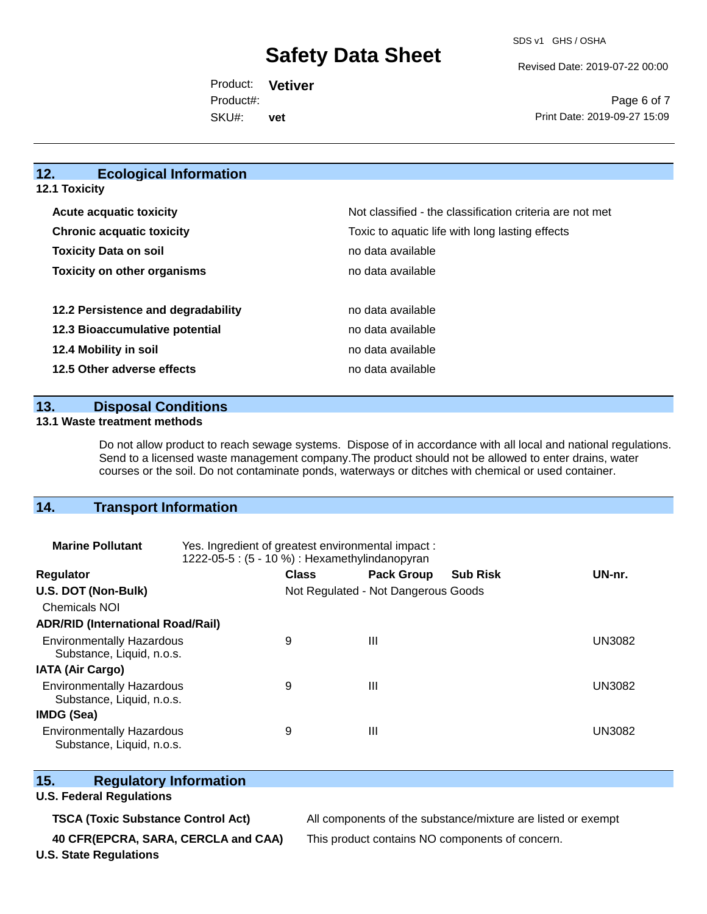## 12. Ecological Information

### 12.1 Toxicity

| | |
|---|---|
| **Acute acquatic toxicity** | Not classified - the classification criteria are not met |
| **Chronic acquatic toxicity** | Toxic to aquatic life with long lasting effects |
| **Toxicity Data on soil** | no data available |
| **Toxicity on other organisms** | no data available |
| **12.2 Persistence and degradability** | no data available |
| **12.3 Bioaccumulative potential** | no data available |
| **12.4 Mobility in soil** | no data available |
| **12.5 Other adverse effects** | no data available |

## 13. Disposal Conditions

### 13.1 Waste treatment methods

Do not allow product to reach sewage systems. Dispose of in accordance with all local and national regulations. Send to a licensed waste management company.The product should not be allowed to enter drains, water courses or the soil. Do not contaminate ponds, waterways or ditches with chemical or used container.

## 14. Transport Information

**Marine Pollutant** Yes. Ingredient of greatest environmental impact : 1222-05-5 : (5 - 10 %) : Hexamethylindanopyran

| Regulator | Class | Pack Group | Sub Risk | UN-nr. |
|---|---|---|---|---|
| **U.S. DOT (Non-Bulk)** | Not Regulated - Not Dangerous Goods | | | |
| Chemicals NOI | | | | |
| **ADR/RID (International Road/Rail)** | | | | |
| Environmentally Hazardous Substance, Liquid, n.o.s. | 9 | III | | UN3082 |
| **IATA (Air Cargo)** | | | | |
| Environmentally Hazardous Substance, Liquid, n.o.s. | 9 | III | | UN3082 |
| **IMDG (Sea)** | | | | |
| Environmentally Hazardous Substance, Liquid, n.o.s. | 9 | III | | UN3082 |

## 15. Regulatory Information

**U.S. Federal Regulations**

| | |
|---|---|
| **TSCA (Toxic Substance Control Act)** | All components of the substance/mixture are listed or exempt |
| **40 CFR(EPCRA, SARA, CERCLA and CAA)** | This product contains NO components of concern. |

**U.S. State Regulations**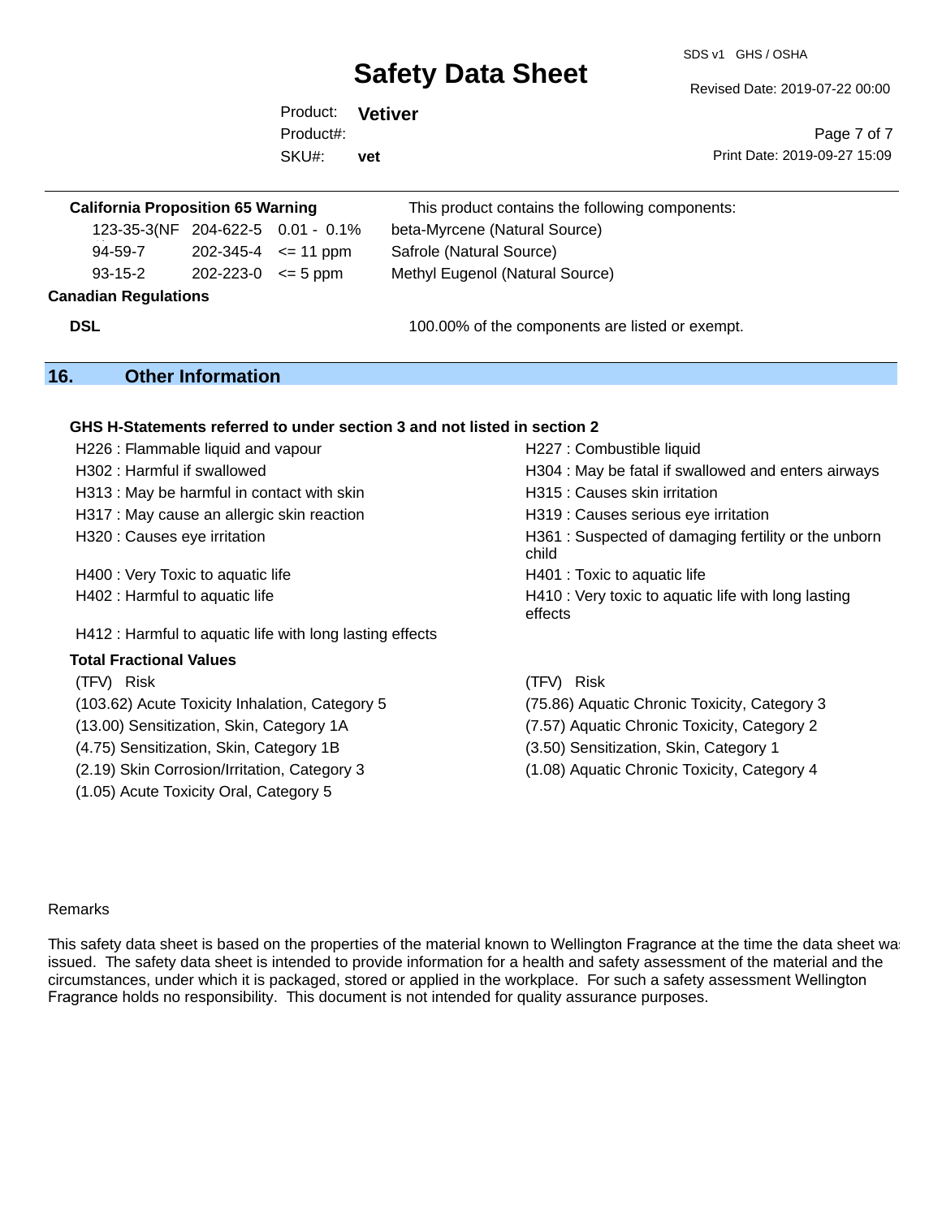**California Proposition 65 Warning** This product contains the following components:

| | | | |
|---|---|---|---|
| 123-35-3(NF | 204-622-5 | 0.01 - 0.1% | beta-Myrcene (Natural Source) |
| 94-59-7 | 202-345-4 | <= 11 ppm | Safrole (Natural Source) |
| 93-15-2 | 202-223-0 | <= 5 ppm | Methyl Eugenol (Natural Source) |

**Canadian Regulations**

**DSL** 100.00% of the components are listed or exempt.

## 16. Other Information

**GHS H-Statements referred to under section 3 and not listed in section 2**

H226 : Flammable liquid and vapour
H227 : Combustible liquid
H302 : Harmful if swallowed
H304 : May be fatal if swallowed and enters airways
H313 : May be harmful in contact with skin
H315 : Causes skin irritation
H317 : May cause an allergic skin reaction
H319 : Causes serious eye irritation
H320 : Causes eye irritation
H361 : Suspected of damaging fertility or the unborn child
H400 : Very Toxic to aquatic life
H401 : Toxic to aquatic life
H402 : Harmful to aquatic life
H410 : Very toxic to aquatic life with long lasting effects
H412 : Harmful to aquatic life with long lasting effects

**Total Fractional Values**

| (TFV) Risk | (TFV) Risk |
|---|---|
| (103.62) Acute Toxicity Inhalation, Category 5 | (75.86) Aquatic Chronic Toxicity, Category 3 |
| (13.00) Sensitization, Skin, Category 1A | (7.57) Aquatic Chronic Toxicity, Category 2 |
| (4.75) Sensitization, Skin, Category 1B | (3.50) Sensitization, Skin, Category 1 |
| (2.19) Skin Corrosion/Irritation, Category 3 | (1.08) Aquatic Chronic Toxicity, Category 4 |
| (1.05) Acute Toxicity Oral, Category 5 | |

Remarks

This safety data sheet is based on the properties of the material known to Wellington Fragrance at the time the data sheet was issued. The safety data sheet is intended to provide information for a health and safety assessment of the material and the circumstances, under which it is packaged, stored or applied in the workplace. For such a safety assessment Wellington Fragrance holds no responsibility. This document is not intended for quality assurance purposes.